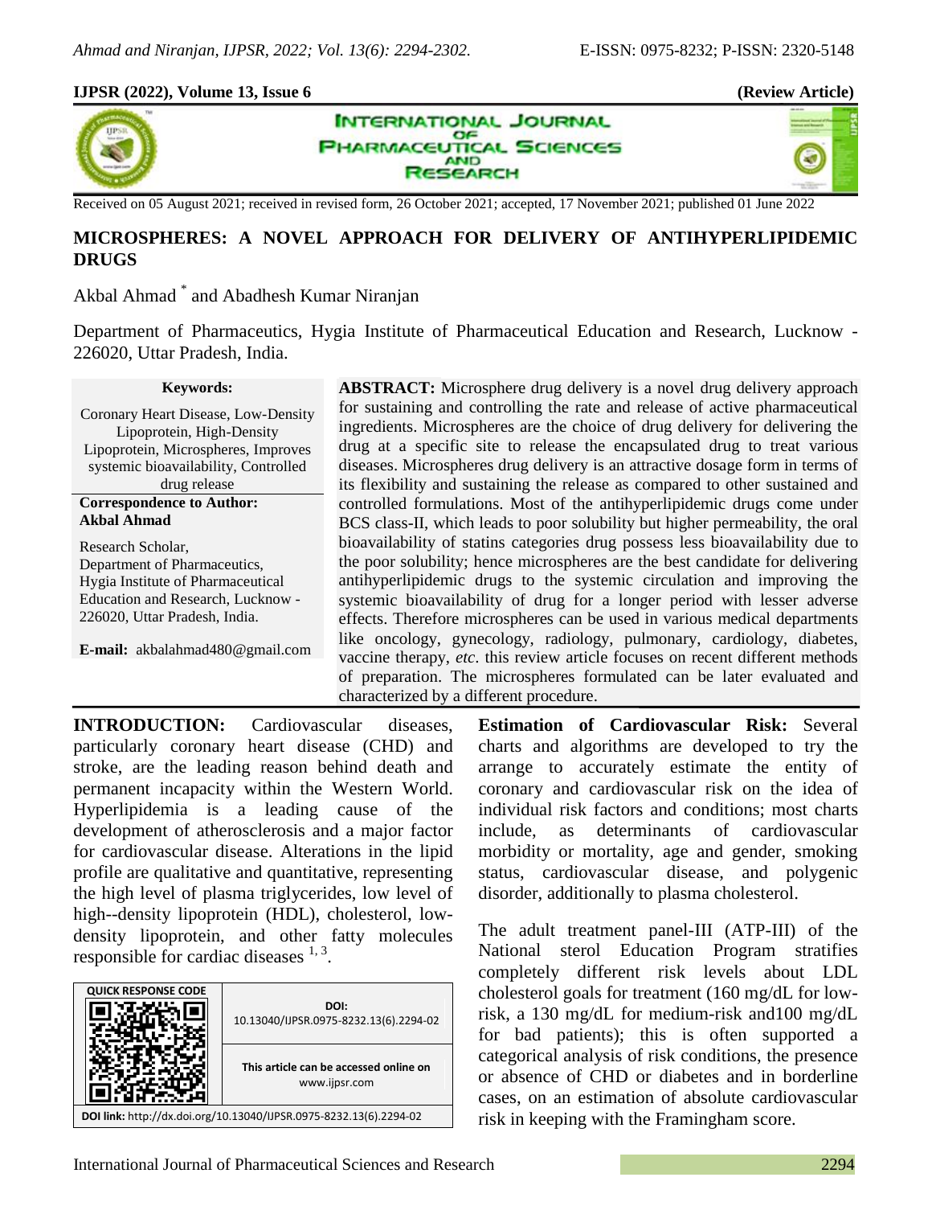**IJPSR (2022), Volume 13, Issue 6** **(Review Article)**

Received on 05 August 2021; received in revised form, 26 October 2021; accepted, 17 November 2021; published 01 June 2022

# MICROSPHERES: A NOVEL APPROACH FOR DELIVERY OF ANTIHYPERLIPIDEMIC DRUGS

Akbal Ahmad * and Abadhesh Kumar Niranjan

Department of Pharmaceutics, Hygia Institute of Pharmaceutical Education and Research, Lucknow - 226020, Uttar Pradesh, India.

**Keywords:**

Coronary Heart Disease, Low-Density Lipoprotein, High-Density Lipoprotein, Microspheres, Improves systemic bioavailability, Controlled drug release

**Correspondence to Author:**
**Akbal Ahmad**

Research Scholar,
Department of Pharmaceutics,
Hygia Institute of Pharmaceutical Education and Research, Lucknow - 226020, Uttar Pradesh, India.

**E-mail:** akbalahmad480@gmail.com

**ABSTRACT:** Microsphere drug delivery is a novel drug delivery approach for sustaining and controlling the rate and release of active pharmaceutical ingredients. Microspheres are the choice of drug delivery for delivering the drug at a specific site to release the encapsulated drug to treat various diseases. Microspheres drug delivery is an attractive dosage form in terms of its flexibility and sustaining the release as compared to other sustained and controlled formulations. Most of the antihyperlipidemic drugs come under BCS class-II, which leads to poor solubility but higher permeability, the oral bioavailability of statins categories drug possess less bioavailability due to the poor solubility; hence microspheres are the best candidate for delivering antihyperlipidemic drugs to the systemic circulation and improving the systemic bioavailability of drug for a longer period with lesser adverse effects. Therefore microspheres can be used in various medical departments like oncology, gynecology, radiology, pulmonary, cardiology, diabetes, vaccine therapy, *etc*. this review article focuses on recent different methods of preparation. The microspheres formulated can be later evaluated and characterized by a different procedure.

**INTRODUCTION:** Cardiovascular diseases, particularly coronary heart disease (CHD) and stroke, are the leading reason behind death and permanent incapacity within the Western World. Hyperlipidemia is a leading cause of the development of atherosclerosis and a major factor for cardiovascular disease. Alterations in the lipid profile are qualitative and quantitative, representing the high level of plasma triglycerides, low level of high--density lipoprotein (HDL), cholesterol, low-density lipoprotein, and other fatty molecules responsible for cardiac diseases [1, 3].

| QUICK RESPONSE CODE | DOI: 10.13040/IJPSR.0975-8232.13(6).2294-02 |
|---|---|
| | This article can be accessed online on www.ijpsr.com |
| DOI link: http://dx.doi.org/10.13040/IJPSR.0975-8232.13(6).2294-02 | |

**Estimation of Cardiovascular Risk:** Several charts and algorithms are developed to try the arrange to accurately estimate the entity of coronary and cardiovascular risk on the idea of individual risk factors and conditions; most charts include, as determinants of cardiovascular morbidity or mortality, age and gender, smoking status, cardiovascular disease, and polygenic disorder, additionally to plasma cholesterol.

The adult treatment panel-III (ATP-III) of the National sterol Education Program stratifies completely different risk levels about LDL cholesterol goals for treatment (160 mg/dL for low-risk, a 130 mg/dL for medium-risk and100 mg/dL for bad patients); this is often supported a categorical analysis of risk conditions, the presence or absence of CHD or diabetes and in borderline cases, on an estimation of absolute cardiovascular risk in keeping with the Framingham score.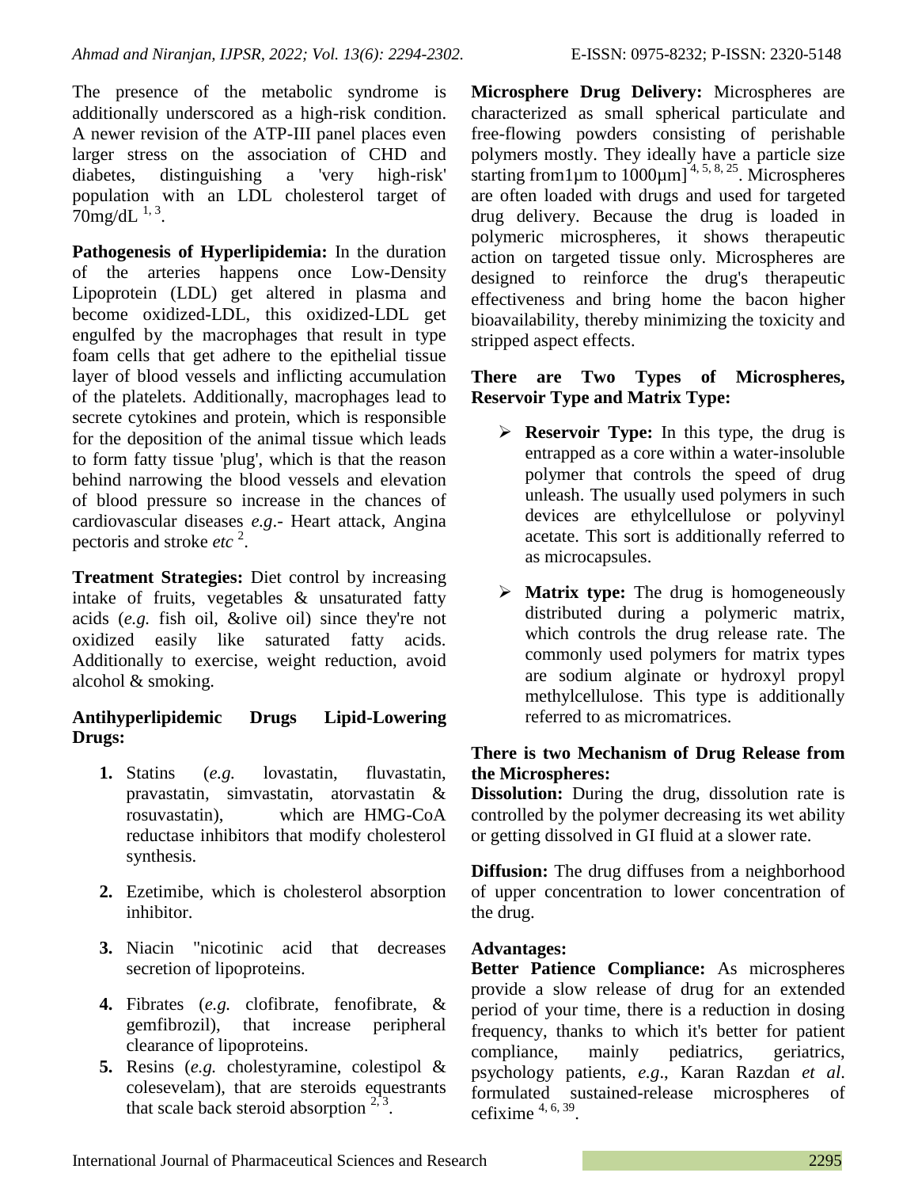The presence of the metabolic syndrome is additionally underscored as a high-risk condition. A newer revision of the ATP-III panel places even larger stress on the association of CHD and diabetes, distinguishing a 'very high-risk' population with an LDL cholesterol target of 70mg/dL [1, 3].

**Pathogenesis of Hyperlipidemia:** In the duration of the arteries happens once Low-Density Lipoprotein (LDL) get altered in plasma and become oxidized-LDL, this oxidized-LDL get engulfed by the macrophages that result in type foam cells that get adhere to the epithelial tissue layer of blood vessels and inflicting accumulation of the platelets. Additionally, macrophages lead to secrete cytokines and protein, which is responsible for the deposition of the animal tissue which leads to form fatty tissue 'plug', which is that the reason behind narrowing the blood vessels and elevation of blood pressure so increase in the chances of cardiovascular diseases *e.g*.- Heart attack, Angina pectoris and stroke *etc* [2].

**Treatment Strategies:** Diet control by increasing intake of fruits, vegetables & unsaturated fatty acids (*e.g.* fish oil, &olive oil) since they're not oxidized easily like saturated fatty acids. Additionally to exercise, weight reduction, avoid alcohol & smoking.

**Antihyperlipidemic Drugs Lipid-Lowering Drugs:**

1. Statins (*e.g.* lovastatin, fluvastatin, pravastatin, simvastatin, atorvastatin & rosuvastatin), which are HMG-CoA reductase inhibitors that modify cholesterol synthesis.
2. Ezetimibe, which is cholesterol absorption inhibitor.
3. Niacin "nicotinic acid that decreases secretion of lipoproteins.
4. Fibrates (*e.g.* clofibrate, fenofibrate, & gemfibrozil), that increase peripheral clearance of lipoproteins.
5. Resins (*e.g.* cholestyramine, colestipol & colesevelam), that are steroids equestrants that scale back steroid absorption [2, 3].

**Microsphere Drug Delivery:** Microspheres are characterized as small spherical particulate and free-flowing powders consisting of perishable polymers mostly. They ideally have a particle size starting from1µm to 1000µm] [4, 5, 8, 25]. Microspheres are often loaded with drugs and used for targeted drug delivery. Because the drug is loaded in polymeric microspheres, it shows therapeutic action on targeted tissue only. Microspheres are designed to reinforce the drug's therapeutic effectiveness and bring home the bacon higher bioavailability, thereby minimizing the toxicity and stripped aspect effects.

**There are Two Types of Microspheres, Reservoir Type and Matrix Type:**

- **Reservoir Type:** In this type, the drug is entrapped as a core within a water-insoluble polymer that controls the speed of drug unleash. The usually used polymers in such devices are ethylcellulose or polyvinyl acetate. This sort is additionally referred to as microcapsules.
- **Matrix type:** The drug is homogeneously distributed during a polymeric matrix, which controls the drug release rate. The commonly used polymers for matrix types are sodium alginate or hydroxyl propyl methylcellulose. This type is additionally referred to as micromatrices.

**There is two Mechanism of Drug Release from the Microspheres:**

**Dissolution:** During the drug, dissolution rate is controlled by the polymer decreasing its wet ability or getting dissolved in GI fluid at a slower rate.

**Diffusion:** The drug diffuses from a neighborhood of upper concentration to lower concentration of the drug.

**Advantages:**

**Better Patience Compliance:** As microspheres provide a slow release of drug for an extended period of your time, there is a reduction in dosing frequency, thanks to which it's better for patient compliance, mainly pediatrics, geriatrics, psychology patients, *e.g*., Karan Razdan *et al*. formulated sustained-release microspheres of cefixime [4, 6, 39].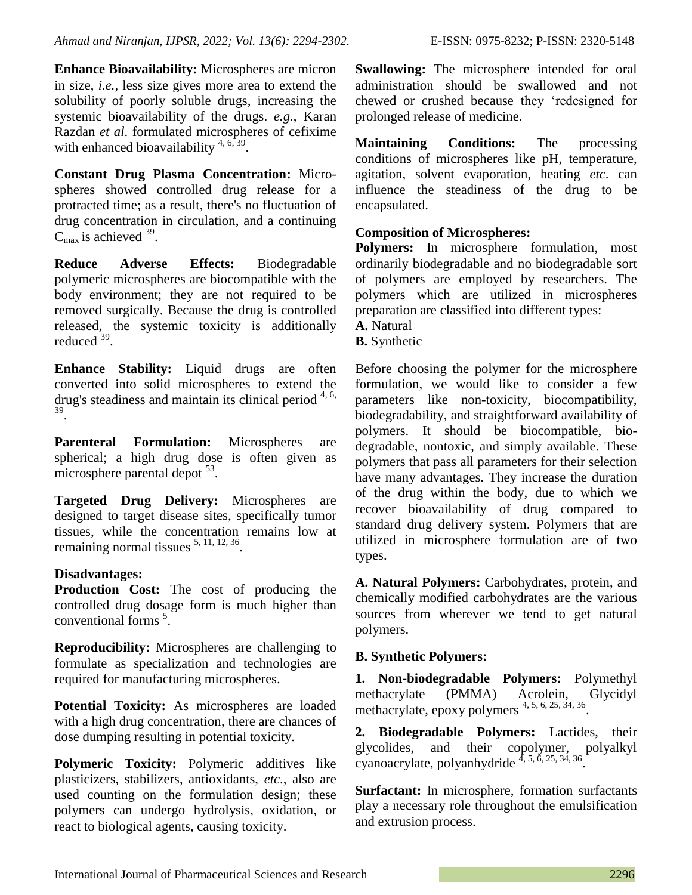**Enhance Bioavailability:** Microspheres are micron in size, *i.e.,* less size gives more area to extend the solubility of poorly soluble drugs, increasing the systemic bioavailability of the drugs. *e.g.*, Karan Razdan *et al*. formulated microspheres of cefixime with enhanced bioavailability [4, 6, 39].

**Constant Drug Plasma Concentration:** Microspheres showed controlled drug release for a protracted time; as a result, there's no fluctuation of drug concentration in circulation, and a continuing $C_{max}$ is achieved [39].

**Reduce Adverse Effects:** Biodegradable polymeric microspheres are biocompatible with the body environment; they are not required to be removed surgically. Because the drug is controlled released, the systemic toxicity is additionally reduced [39].

**Enhance Stability:** Liquid drugs are often converted into solid microspheres to extend the drug's steadiness and maintain its clinical period [4, 6, 39].

**Parenteral Formulation:** Microspheres are spherical; a high drug dose is often given as microsphere parental depot [53].

**Targeted Drug Delivery:** Microspheres are designed to target disease sites, specifically tumor tissues, while the concentration remains low at remaining normal tissues [5, 11, 12, 36].

**Disadvantages:**

**Production Cost:** The cost of producing the controlled drug dosage form is much higher than conventional forms [5].

**Reproducibility:** Microspheres are challenging to formulate as specialization and technologies are required for manufacturing microspheres.

**Potential Toxicity:** As microspheres are loaded with a high drug concentration, there are chances of dose dumping resulting in potential toxicity.

**Polymeric Toxicity:** Polymeric additives like plasticizers, stabilizers, antioxidants, *etc*., also are used counting on the formulation design; these polymers can undergo hydrolysis, oxidation, or react to biological agents, causing toxicity.

**Swallowing:** The microsphere intended for oral administration should be swallowed and not chewed or crushed because they 'redesigned for prolonged release of medicine.

**Maintaining Conditions:** The processing conditions of microspheres like pH, temperature, agitation, solvent evaporation, heating *etc*. can influence the steadiness of the drug to be encapsulated.

**Composition of Microspheres:**

**Polymers:** In microsphere formulation, most ordinarily biodegradable and no biodegradable sort of polymers are employed by researchers. The polymers which are utilized in microspheres preparation are classified into different types:

**A.** Natural

**B.** Synthetic

Before choosing the polymer for the microsphere formulation, we would like to consider a few parameters like non-toxicity, biocompatibility, biodegradability, and straightforward availability of polymers. It should be biocompatible, biodegradable, nontoxic, and simply available. These polymers that pass all parameters for their selection have many advantages. They increase the duration of the drug within the body, due to which we recover bioavailability of drug compared to standard drug delivery system. Polymers that are utilized in microsphere formulation are of two types.

**A. Natural Polymers:** Carbohydrates, protein, and chemically modified carbohydrates are the various sources from wherever we tend to get natural polymers.

**B. Synthetic Polymers:**

**1. Non-biodegradable Polymers:** Polymethyl methacrylate (PMMA) Acrolein, Glycidyl methacrylate, epoxy polymers [4, 5, 6, 25, 34, 36].

**2. Biodegradable Polymers:** Lactides, their glycolides, and their copolymer, polyalkyl cyanoacrylate, polyanhydride [4, 5, 6, 25, 34, 36].

**Surfactant:** In microsphere, formation surfactants play a necessary role throughout the emulsification and extrusion process.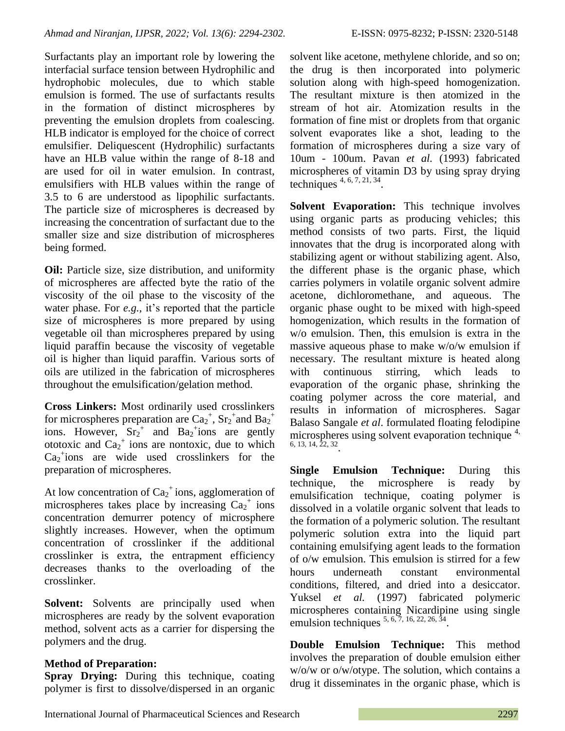Surfactants play an important role by lowering the interfacial surface tension between Hydrophilic and hydrophobic molecules, due to which stable emulsion is formed. The use of surfactants results in the formation of distinct microspheres by preventing the emulsion droplets from coalescing. HLB indicator is employed for the choice of correct emulsifier. Deliquescent (Hydrophilic) surfactants have an HLB value within the range of 8-18 and are used for oil in water emulsion. In contrast, emulsifiers with HLB values within the range of 3.5 to 6 are understood as lipophilic surfactants. The particle size of microspheres is decreased by increasing the concentration of surfactant due to the smaller size and size distribution of microspheres being formed.

**Oil:** Particle size, size distribution, and uniformity of microspheres are affected byte the ratio of the viscosity of the oil phase to the viscosity of the water phase. For *e.g.*, it's reported that the particle size of microspheres is more prepared by using vegetable oil than microspheres prepared by using liquid paraffin because the viscosity of vegetable oil is higher than liquid paraffin. Various sorts of oils are utilized in the fabrication of microspheres throughout the emulsification/gelation method.

**Cross Linkers:** Most ordinarily used crosslinkers for microspheres preparation are $Ca_2^+$, $Sr_2^+$ and $Ba_2^+$ ions. However, $Sr_2^+$ and $Ba_2^+$ ions are gently ototoxic and $Ca_2^+$ ions are nontoxic, due to which $Ca_2^+$ ions are wide used crosslinkers for the preparation of microspheres.

At low concentration of $Ca_2^+$ ions, agglomeration of microspheres takes place by increasing $Ca_2^+$ ions concentration demurrer potency of microsphere slightly increases. However, when the optimum concentration of crosslinker if the additional crosslinker is extra, the entrapment efficiency decreases thanks to the overloading of the crosslinker.

**Solvent:** Solvents are principally used when microspheres are ready by the solvent evaporation method, solvent acts as a carrier for dispersing the polymers and the drug.

**Method of Preparation:**

**Spray Drying:** During this technique, coating polymer is first to dissolve/dispersed in an organic solvent like acetone, methylene chloride, and so on; the drug is then incorporated into polymeric solution along with high-speed homogenization. The resultant mixture is then atomized in the stream of hot air. Atomization results in the formation of fine mist or droplets from that organic solvent evaporates like a shot, leading to the formation of microspheres during a size vary of 10um - 100um. Pavan *et al.* (1993) fabricated microspheres of vitamin D3 by using spray drying techniques [4, 6, 7, 21, 34].

**Solvent Evaporation:** This technique involves using organic parts as producing vehicles; this method consists of two parts. First, the liquid innovates that the drug is incorporated along with stabilizing agent or without stabilizing agent. Also, the different phase is the organic phase, which carries polymers in volatile organic solvent admire acetone, dichloromethane, and aqueous. The organic phase ought to be mixed with high-speed homogenization, which results in the formation of w/o emulsion. Then, this emulsion is extra in the massive aqueous phase to make w/o/w emulsion if necessary. The resultant mixture is heated along with continuous stirring, which leads to evaporation of the organic phase, shrinking the coating polymer across the core material, and results in information of microspheres. Sagar Balaso Sangale *et al*. formulated floating felodipine microspheres using solvent evaporation technique [4, 6, 13, 14, 22, 32].

**Single Emulsion Technique:** During this technique, the microsphere is ready by emulsification technique, coating polymer is dissolved in a volatile organic solvent that leads to the formation of a polymeric solution. The resultant polymeric solution extra into the liquid part containing emulsifying agent leads to the formation of o/w emulsion. This emulsion is stirred for a few hours underneath constant environmental conditions, filtered, and dried into a desiccator. Yuksel *et al.* (1997) fabricated polymeric microspheres containing Nicardipine using single emulsion techniques [5, 6, 7, 16, 22, 26, 34].

**Double Emulsion Technique:** This method involves the preparation of double emulsion either w/o/w or o/w/otype. The solution, which contains a drug it disseminates in the organic phase, which is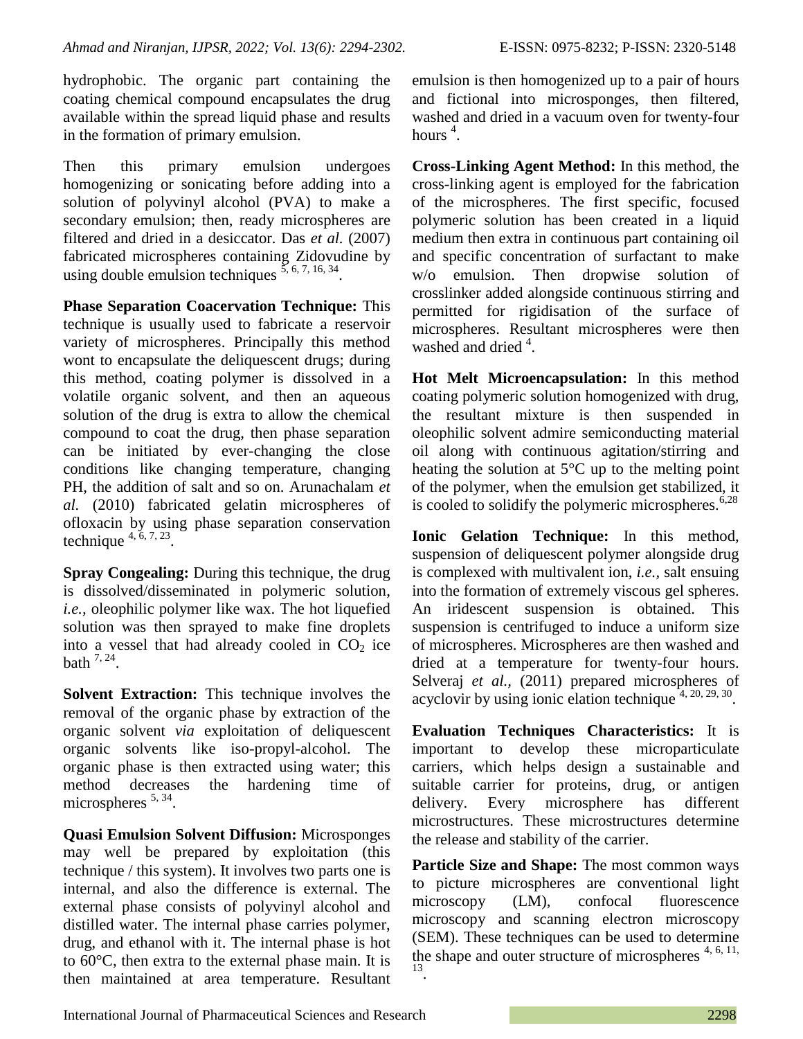hydrophobic. The organic part containing the coating chemical compound encapsulates the drug available within the spread liquid phase and results in the formation of primary emulsion.

Then this primary emulsion undergoes homogenizing or sonicating before adding into a solution of polyvinyl alcohol (PVA) to make a secondary emulsion; then, ready microspheres are filtered and dried in a desiccator. Das *et al.* (2007) fabricated microspheres containing Zidovudine by using double emulsion techniques [5, 6, 7, 16, 34].

**Phase Separation Coacervation Technique:** This technique is usually used to fabricate a reservoir variety of microspheres. Principally this method wont to encapsulate the deliquescent drugs; during this method, coating polymer is dissolved in a volatile organic solvent, and then an aqueous solution of the drug is extra to allow the chemical compound to coat the drug, then phase separation can be initiated by ever-changing the close conditions like changing temperature, changing PH, the addition of salt and so on. Arunachalam *et al.* (2010) fabricated gelatin microspheres of ofloxacin by using phase separation conservation technique [4, 6, 7, 23].

**Spray Congealing:** During this technique, the drug is dissolved/disseminated in polymeric solution, *i.e.,* oleophilic polymer like wax. The hot liquefied solution was then sprayed to make fine droplets into a vessel that had already cooled in $CO_2$ ice bath [7, 24].

**Solvent Extraction:** This technique involves the removal of the organic phase by extraction of the organic solvent *via* exploitation of deliquescent organic solvents like iso-propyl-alcohol. The organic phase is then extracted using water; this method decreases the hardening time of microspheres [5, 34].

**Quasi Emulsion Solvent Diffusion:** Microsponges may well be prepared by exploitation (this technique / this system). It involves two parts one is internal, and also the difference is external. The external phase consists of polyvinyl alcohol and distilled water. The internal phase carries polymer, drug, and ethanol with it. The internal phase is hot to 60°C, then extra to the external phase main. It is then maintained at area temperature. Resultant emulsion is then homogenized up to a pair of hours and fictional into microsponges, then filtered, washed and dried in a vacuum oven for twenty-four hours [4].

**Cross-Linking Agent Method:** In this method, the cross-linking agent is employed for the fabrication of the microspheres. The first specific, focused polymeric solution has been created in a liquid medium then extra in continuous part containing oil and specific concentration of surfactant to make w/o emulsion. Then dropwise solution of crosslinker added alongside continuous stirring and permitted for rigidisation of the surface of microspheres. Resultant microspheres were then washed and dried [4].

**Hot Melt Microencapsulation:** In this method coating polymeric solution homogenized with drug, the resultant mixture is then suspended in oleophilic solvent admire semiconducting material oil along with continuous agitation/stirring and heating the solution at 5°C up to the melting point of the polymer, when the emulsion get stabilized, it is cooled to solidify the polymeric microspheres.[6,28]

**Ionic Gelation Technique:** In this method, suspension of deliquescent polymer alongside drug is complexed with multivalent ion, *i.e.,* salt ensuing into the formation of extremely viscous gel spheres. An iridescent suspension is obtained. This suspension is centrifuged to induce a uniform size of microspheres. Microspheres are then washed and dried at a temperature for twenty-four hours. Selveraj *et al.,* (2011) prepared microspheres of acyclovir by using ionic elation technique [4, 20, 29, 30].

**Evaluation Techniques Characteristics:** It is important to develop these microparticulate carriers, which helps design a sustainable and suitable carrier for proteins, drug, or antigen delivery. Every microsphere has different microstructures. These microstructures determine the release and stability of the carrier.

**Particle Size and Shape:** The most common ways to picture microspheres are conventional light microscopy (LM), confocal fluorescence microscopy and scanning electron microscopy (SEM). These techniques can be used to determine the shape and outer structure of microspheres [4, 6, 11, 13].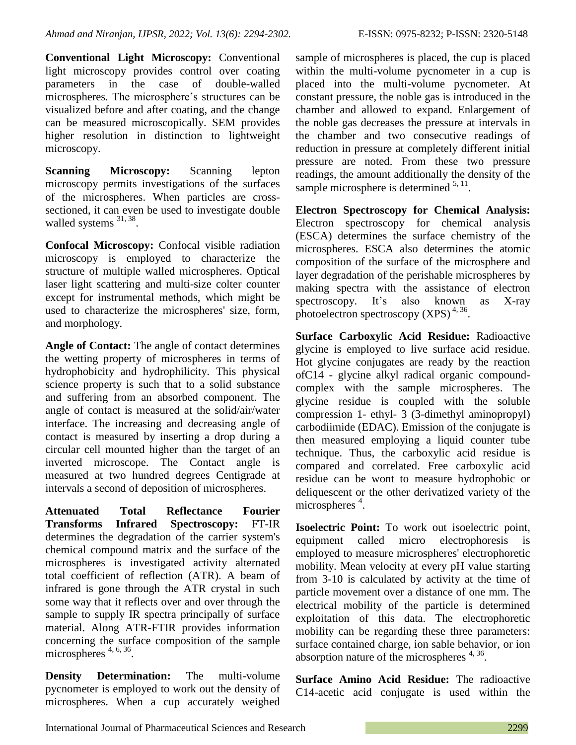**Conventional Light Microscopy:** Conventional light microscopy provides control over coating parameters in the case of double-walled microspheres. The microsphere's structures can be visualized before and after coating, and the change can be measured microscopically. SEM provides higher resolution in distinction to lightweight microscopy.

**Scanning Microscopy:** Scanning lepton microscopy permits investigations of the surfaces of the microspheres. When particles are cross-sectioned, it can even be used to investigate double walled systems [31, 38].

**Confocal Microscopy:** Confocal visible radiation microscopy is employed to characterize the structure of multiple walled microspheres. Optical laser light scattering and multi-size colter counter except for instrumental methods, which might be used to characterize the microspheres' size, form, and morphology.

**Angle of Contact:** The angle of contact determines the wetting property of microspheres in terms of hydrophobicity and hydrophilicity. This physical science property is such that to a solid substance and suffering from an absorbed component. The angle of contact is measured at the solid/air/water interface. The increasing and decreasing angle of contact is measured by inserting a drop during a circular cell mounted higher than the target of an inverted microscope. The Contact angle is measured at two hundred degrees Centigrade at intervals a second of deposition of microspheres.

**Attenuated Total Reflectance Fourier Transforms Infrared Spectroscopy:** FT-IR determines the degradation of the carrier system's chemical compound matrix and the surface of the microspheres is investigated activity alternated total coefficient of reflection (ATR). A beam of infrared is gone through the ATR crystal in such some way that it reflects over and over through the sample to supply IR spectra principally of surface material. Along ATR-FTIR provides information concerning the surface composition of the sample microspheres [4, 6, 36].

**Density Determination:** The multi-volume pycnometer is employed to work out the density of microspheres. When a cup accurately weighed sample of microspheres is placed, the cup is placed within the multi-volume pycnometer in a cup is placed into the multi-volume pycnometer. At constant pressure, the noble gas is introduced in the chamber and allowed to expand. Enlargement of the noble gas decreases the pressure at intervals in the chamber and two consecutive readings of reduction in pressure at completely different initial pressure are noted. From these two pressure readings, the amount additionally the density of the sample microsphere is determined [5, 11].

**Electron Spectroscopy for Chemical Analysis:** Electron spectroscopy for chemical analysis (ESCA) determines the surface chemistry of the microspheres. ESCA also determines the atomic composition of the surface of the microsphere and layer degradation of the perishable microspheres by making spectra with the assistance of electron spectroscopy. It's also known as X-ray photoelectron spectroscopy (XPS) [4, 36].

**Surface Carboxylic Acid Residue:** Radioactive glycine is employed to live surface acid residue. Hot glycine conjugates are ready by the reaction ofC14 - glycine alkyl radical organic compound-complex with the sample microspheres. The glycine residue is coupled with the soluble compression 1- ethyl- 3 (3-dimethyl aminopropyl) carbodiimide (EDAC). Emission of the conjugate is then measured employing a liquid counter tube technique. Thus, the carboxylic acid residue is compared and correlated. Free carboxylic acid residue can be wont to measure hydrophobic or deliquescent or the other derivatized variety of the microspheres [4].

**Isoelectric Point:** To work out isoelectric point, equipment called micro electrophoresis is employed to measure microspheres' electrophoretic mobility. Mean velocity at every pH value starting from 3-10 is calculated by activity at the time of particle movement over a distance of one mm. The electrical mobility of the particle is determined exploitation of this data. The electrophoretic mobility can be regarding these three parameters: surface contained charge, ion sable behavior, or ion absorption nature of the microspheres [4, 36].

**Surface Amino Acid Residue:** The radioactive C14-acetic acid conjugate is used within the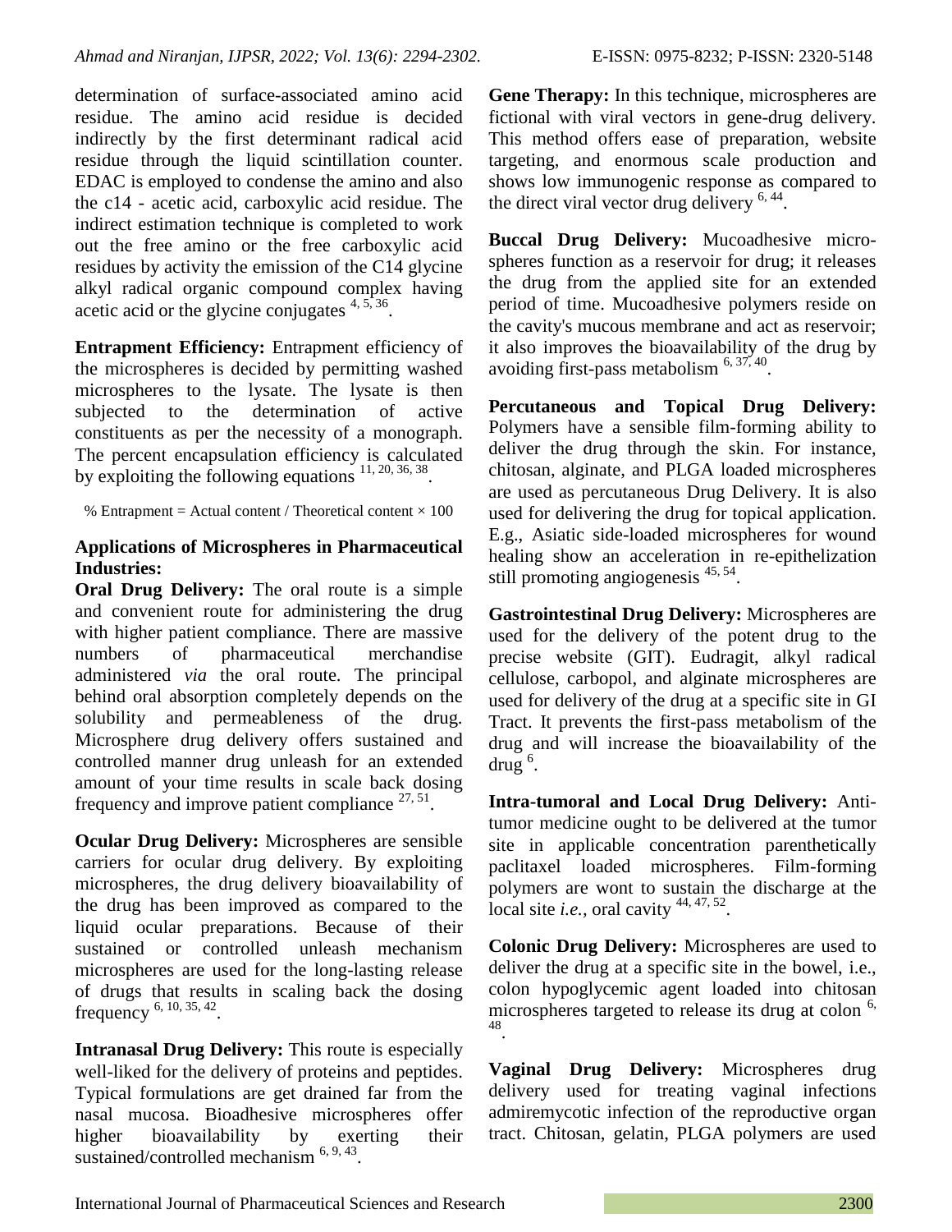determination of surface-associated amino acid residue. The amino acid residue is decided indirectly by the first determinant radical acid residue through the liquid scintillation counter. EDAC is employed to condense the amino and also the c14 - acetic acid, carboxylic acid residue. The indirect estimation technique is completed to work out the free amino or the free carboxylic acid residues by activity the emission of the C14 glycine alkyl radical organic compound complex having acetic acid or the glycine conjugates [4, 5, 36].

**Entrapment Efficiency:** Entrapment efficiency of the microspheres is decided by permitting washed microspheres to the lysate. The lysate is then subjected to the determination of active constituents as per the necessity of a monograph. The percent encapsulation efficiency is calculated by exploiting the following equations [11, 20, 36, 38].

$$\% \text{ Entrapment} = \text{Actual content} / \text{Theoretical content} \times 100$$

**Applications of Microspheres in Pharmaceutical Industries:**

**Oral Drug Delivery:** The oral route is a simple and convenient route for administering the drug with higher patient compliance. There are massive numbers of pharmaceutical merchandise administered *via* the oral route. The principal behind oral absorption completely depends on the solubility and permeableness of the drug. Microsphere drug delivery offers sustained and controlled manner drug unleash for an extended amount of your time results in scale back dosing frequency and improve patient compliance [27, 51].

**Ocular Drug Delivery:** Microspheres are sensible carriers for ocular drug delivery. By exploiting microspheres, the drug delivery bioavailability of the drug has been improved as compared to the liquid ocular preparations. Because of their sustained or controlled unleash mechanism microspheres are used for the long-lasting release of drugs that results in scaling back the dosing frequency [6, 10, 35, 42].

**Intranasal Drug Delivery:** This route is especially well-liked for the delivery of proteins and peptides. Typical formulations are get drained far from the nasal mucosa. Bioadhesive microspheres offer higher bioavailability by exerting their sustained/controlled mechanism [6, 9, 43].

**Gene Therapy:** In this technique, microspheres are fictional with viral vectors in gene-drug delivery. This method offers ease of preparation, website targeting, and enormous scale production and shows low immunogenic response as compared to the direct viral vector drug delivery [6, 44].

**Buccal Drug Delivery:** Mucoadhesive micro-spheres function as a reservoir for drug; it releases the drug from the applied site for an extended period of time. Mucoadhesive polymers reside on the cavity's mucous membrane and act as reservoir; it also improves the bioavailability of the drug by avoiding first-pass metabolism [6, 37, 40].

**Percutaneous and Topical Drug Delivery:** Polymers have a sensible film-forming ability to deliver the drug through the skin. For instance, chitosan, alginate, and PLGA loaded microspheres are used as percutaneous Drug Delivery. It is also used for delivering the drug for topical application. E.g., Asiatic side-loaded microspheres for wound healing show an acceleration in re-epithelization still promoting angiogenesis [45, 54].

**Gastrointestinal Drug Delivery:** Microspheres are used for the delivery of the potent drug to the precise website (GIT). Eudragit, alkyl radical cellulose, carbopol, and alginate microspheres are used for delivery of the drug at a specific site in GI Tract. It prevents the first-pass metabolism of the drug and will increase the bioavailability of the drug [6].

**Intra-tumoral and Local Drug Delivery:** Anti-tumor medicine ought to be delivered at the tumor site in applicable concentration parenthetically paclitaxel loaded microspheres. Film-forming polymers are wont to sustain the discharge at the local site *i.e.*, oral cavity [44, 47, 52].

**Colonic Drug Delivery:** Microspheres are used to deliver the drug at a specific site in the bowel, i.e., colon hypoglycemic agent loaded into chitosan microspheres targeted to release its drug at colon [6, 48].

**Vaginal Drug Delivery:** Microspheres drug delivery used for treating vaginal infections admiremycotic infection of the reproductive organ tract. Chitosan, gelatin, PLGA polymers are used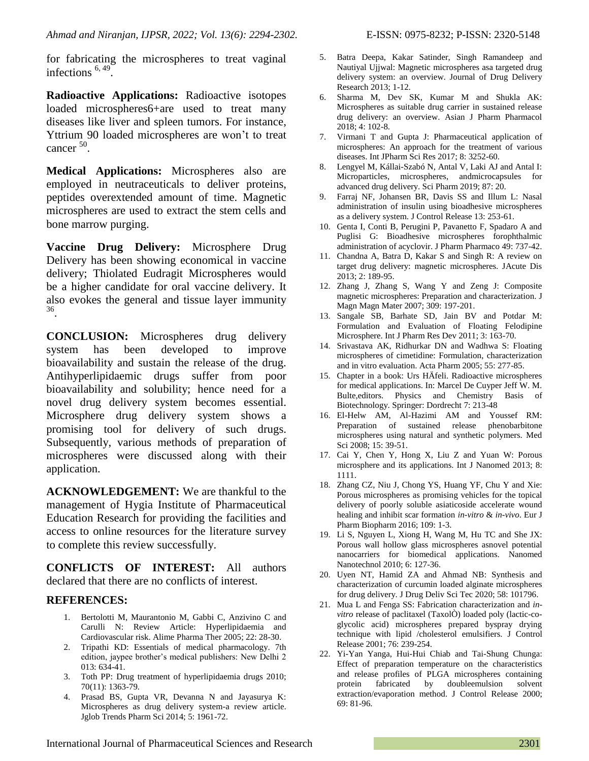for fabricating the microspheres to treat vaginal infections [6, 49].

**Radioactive Applications:** Radioactive isotopes loaded microspheres6+are used to treat many diseases like liver and spleen tumors. For instance, Yttrium 90 loaded microspheres are won't to treat cancer [50].

**Medical Applications:** Microspheres also are employed in neutraceuticals to deliver proteins, peptides overextended amount of time. Magnetic microspheres are used to extract the stem cells and bone marrow purging.

**Vaccine Drug Delivery:** Microsphere Drug Delivery has been showing economical in vaccine delivery; Thiolated Eudragit Microspheres would be a higher candidate for oral vaccine delivery. It also evokes the general and tissue layer immunity [36].

**CONCLUSION:** Microspheres drug delivery system has been developed to improve bioavailability and sustain the release of the drug. Antihyperlipidaemic drugs suffer from poor bioavailability and solubility; hence need for a novel drug delivery system becomes essential. Microsphere drug delivery system shows a promising tool for delivery of such drugs. Subsequently, various methods of preparation of microspheres were discussed along with their application.

**ACKNOWLEDGEMENT:** We are thankful to the management of Hygia Institute of Pharmaceutical Education Research for providing the facilities and access to online resources for the literature survey to complete this review successfully.

**CONFLICTS OF INTEREST:** All authors declared that there are no conflicts of interest.

## REFERENCES:

1. Bertolotti M, Maurantonio M, Gabbi C, Anzivino C and Carulli N: Review Article: Hyperlipidaemia and Cardiovascular risk. Alime Pharma Ther 2005; 22: 28-30.
2. Tripathi KD: Essentials of medical pharmacology. 7th edition, jaypee brother's medical publishers: New Delhi 2 013: 634-41.
3. Toth PP: Drug treatment of hyperlipidaemia drugs 2010; 70(11): 1363-79.
4. Prasad BS, Gupta VR, Devanna N and Jayasurya K: Microspheres as drug delivery system-a review article. Jglob Trends Pharm Sci 2014; 5: 1961-72.
5. Batra Deepa, Kakar Satinder, Singh Ramandeep and Nautiyal Ujjwal: Magnetic microspheres asa targeted drug delivery system: an overview. Journal of Drug Delivery Research 2013; 1-12.
6. Sharma M, Dev SK, Kumar M and Shukla AK: Microspheres as suitable drug carrier in sustained release drug delivery: an overview. Asian J Pharm Pharmacol 2018; 4: 102-8.
7. Virmani T and Gupta J: Pharmaceutical application of microspheres: An approach for the treatment of various diseases. Int JPharm Sci Res 2017; 8: 3252-60.
8. Lengyel M, Kállai-Szabó N, Antal V, Laki AJ and Antal I: Microparticles, microspheres, andmicrocapsules for advanced drug delivery. Sci Pharm 2019; 87: 20.
9. Farraj NF, Johansen BR, Davis SS and Illum L: Nasal administration of insulin using bioadhesive microspheres as a delivery system. J Control Release 13: 253-61.
10. Genta I, Conti B, Perugini P, Pavanetto F, Spadaro A and Puglisi G: Bioadhesive microspheres forophthalmic administration of acyclovir. J Pharm Pharmaco 49: 737-42.
11. Chandna A, Batra D, Kakar S and Singh R: A review on target drug delivery: magnetic microspheres. JAcute Dis 2013; 2: 189-95.
12. Zhang J, Zhang S, Wang Y and Zeng J: Composite magnetic microspheres: Preparation and characterization. J Magn Magn Mater 2007; 309: 197-201.
13. Sangale SB, Barhate SD, Jain BV and Potdar M: Formulation and Evaluation of Floating Felodipine Microsphere. Int J Pharm Res Dev 2011; 3: 163-70.
14. Srivastava AK, Ridhurkar DN and Wadhwa S: Floating microspheres of cimetidine: Formulation, characterization and in vitro evaluation. Acta Pharm 2005; 55: 277-85.
15. Chapter in a book: Urs HÄfeli. Radioactive microspheres for medical applications. In: Marcel De Cuyper Jeff W. M. Bulte,editors. Physics and Chemistry Basis of Biotechnology. Springer: Dordrecht 7: 213-48
16. El-Helw AM, Al-Hazimi AM and Youssef RM: Preparation of sustained release phenobarbitone microspheres using natural and synthetic polymers. Med Sci 2008; 15: 39-51.
17. Cai Y, Chen Y, Hong X, Liu Z and Yuan W: Porous microsphere and its applications. Int J Nanomed 2013; 8: 1111.
18. Zhang CZ, Niu J, Chong YS, Huang YF, Chu Y and Xie: Porous microspheres as promising vehicles for the topical delivery of poorly soluble asiaticoside accelerate wound healing and inhibit scar formation *in-vitro* & *in-vivo*. Eur J Pharm Biopharm 2016; 109: 1-3.
19. Li S, Nguyen L, Xiong H, Wang M, Hu TC and She JX: Porous wall hollow glass microspheres asnovel potential nanocarriers for biomedical applications. Nanomed Nanotechnol 2010; 6: 127-36.
20. Uyen NT, Hamid ZA and Ahmad NB: Synthesis and characterization of curcumin loaded alginate microspheres for drug delivery. J Drug Deliv Sci Tec 2020; 58: 101796.
21. Mua L and Fenga SS: Fabrication characterization and *in-vitro* release of paclitaxel (TaxolÒ) loaded poly (lactic-co-glycolic acid) microspheres prepared byspray drying technique with lipid /cholesterol emulsifiers. J Control Release 2001; 76: 239-254.
22. Yi-Yan Yanga, Hui-Hui Chiab and Tai-Shung Chunga: Effect of preparation temperature on the characteristics and release profiles of PLGA microspheres containing protein fabricated by doubleemulsion solvent extraction/evaporation method. J Control Release 2000; 69: 81-96.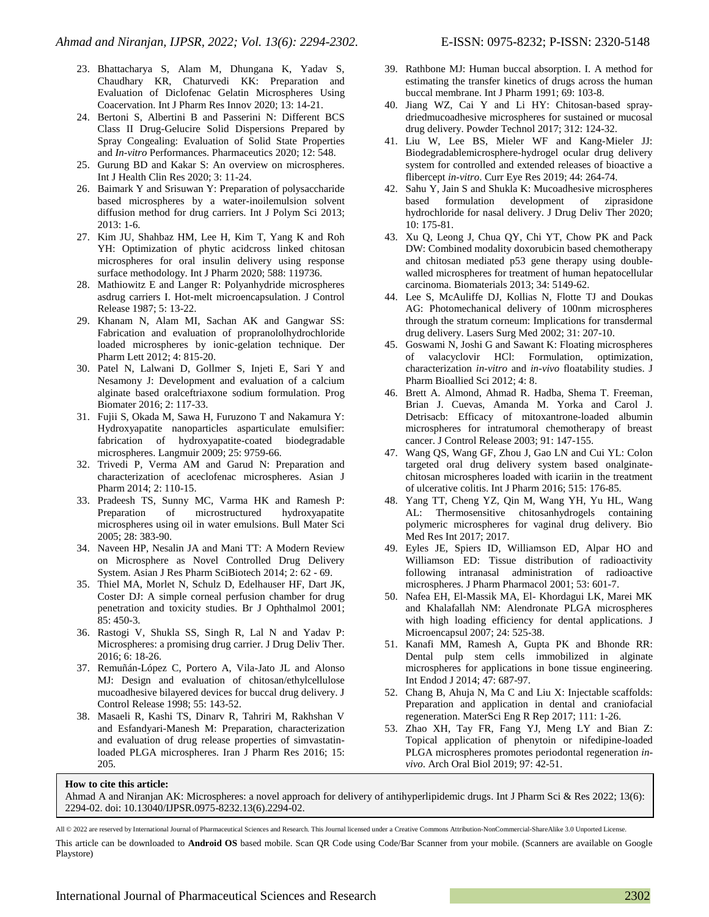23. Bhattacharya S, Alam M, Dhungana K, Yadav S, Chaudhary KR, Chaturvedi KK: Preparation and Evaluation of Diclofenac Gelatin Microspheres Using Coacervation. Int J Pharm Res Innov 2020; 13: 14-21.
24. Bertoni S, Albertini B and Passerini N: Different BCS Class II Drug-Gelucire Solid Dispersions Prepared by Spray Congealing: Evaluation of Solid State Properties and *In-vitro* Performances. Pharmaceutics 2020; 12: 548.
25. Gurung BD and Kakar S: An overview on microspheres. Int J Health Clin Res 2020; 3: 11-24.
26. Baimark Y and Srisuwan Y: Preparation of polysaccharide based microspheres by a water-inoilemulsion solvent diffusion method for drug carriers. Int J Polym Sci 2013; 2013: 1-6.
27. Kim JU, Shahbaz HM, Lee H, Kim T, Yang K and Roh YH: Optimization of phytic acidcross linked chitosan microspheres for oral insulin delivery using response surface methodology. Int J Pharm 2020; 588: 119736.
28. Mathiowitz E and Langer R: Polyanhydride microspheres asdrug carriers I. Hot-melt microencapsulation. J Control Release 1987; 5: 13-22.
29. Khanam N, Alam MI, Sachan AK and Gangwar SS: Fabrication and evaluation of propranololhydrochloride loaded microspheres by ionic-gelation technique. Der Pharm Lett 2012; 4: 815-20.
30. Patel N, Lalwani D, Gollmer S, Injeti E, Sari Y and Nesamony J: Development and evaluation of a calcium alginate based oralceftriaxone sodium formulation. Prog Biomater 2016; 2: 117-33.
31. Fujii S, Okada M, Sawa H, Furuzono T and Nakamura Y: Hydroxyapatite nanoparticles asparticulate emulsifier: fabrication of hydroxyapatite-coated biodegradable microspheres. Langmuir 2009; 25: 9759-66.
32. Trivedi P, Verma AM and Garud N: Preparation and characterization of aceclofenac microspheres. Asian J Pharm 2014; 2: 110-15.
33. Pradeesh TS, Sunny MC, Varma HK and Ramesh P: Preparation of microstructured hydroxyapatite microspheres using oil in water emulsions. Bull Mater Sci 2005; 28: 383-90.
34. Naveen HP, Nesalin JA and Mani TT: A Modern Review on Microsphere as Novel Controlled Drug Delivery System. Asian J Res Pharm SciBiotech 2014; 2: 62 - 69.
35. Thiel MA, Morlet N, Schulz D, Edelhauser HF, Dart JK, Coster DJ: A simple corneal perfusion chamber for drug penetration and toxicity studies. Br J Ophthalmol 2001; 85: 450-3.
36. Rastogi V, Shukla SS, Singh R, Lal N and Yadav P: Microspheres: a promising drug carrier. J Drug Deliv Ther. 2016; 6: 18-26.
37. Remuñán-López C, Portero A, Vila-Jato JL and Alonso MJ: Design and evaluation of chitosan/ethylcellulose mucoadhesive bilayered devices for buccal drug delivery. J Control Release 1998; 55: 143-52.
38. Masaeli R, Kashi TS, Dinarv R, Tahriri M, Rakhshan V and Esfandyari-Manesh M: Preparation, characterization and evaluation of drug release properties of simvastatin-loaded PLGA microspheres. Iran J Pharm Res 2016; 15: 205.
39. Rathbone MJ: Human buccal absorption. I. A method for estimating the transfer kinetics of drugs across the human buccal membrane. Int J Pharm 1991; 69: 103-8.
40. Jiang WZ, Cai Y and Li HY: Chitosan-based spray-driedmucoadhesive microspheres for sustained or mucosal drug delivery. Powder Technol 2017; 312: 124-32.
41. Liu W, Lee BS, Mieler WF and Kang-Mieler JJ: Biodegradablemicrosphere-hydrogel ocular drug delivery system for controlled and extended releases of bioactive a flibercept *in-vitro*. Curr Eye Res 2019; 44: 264-74.
42. Sahu Y, Jain S and Shukla K: Mucoadhesive microspheres based formulation development of ziprasidone hydrochloride for nasal delivery. J Drug Deliv Ther 2020; 10: 175-81.
43. Xu Q, Leong J, Chua QY, Chi YT, Chow PK and Pack DW: Combined modality doxorubicin based chemotherapy and chitosan mediated p53 gene therapy using double-walled microspheres for treatment of human hepatocellular carcinoma. Biomaterials 2013; 34: 5149-62.
44. Lee S, McAuliffe DJ, Kollias N, Flotte TJ and Doukas AG: Photomechanical delivery of 100nm microspheres through the stratum corneum: Implications for transdermal drug delivery. Lasers Surg Med 2002; 31: 207-10.
45. Goswami N, Joshi G and Sawant K: Floating microspheres of valacyclovir HCl: Formulation, optimization, characterization *in-vitro* and *in-vivo* floatability studies. J Pharm Bioallied Sci 2012; 4: 8.
46. Brett A. Almond, Ahmad R. Hadba, Shema T. Freeman, Brian J. Cuevas, Amanda M. Yorka and Carol J. Detrisacb: Efficacy of mitoxantrone-loaded albumin microspheres for intratumoral chemotherapy of breast cancer. J Control Release 2003; 91: 147-155.
47. Wang QS, Wang GF, Zhou J, Gao LN and Cui YL: Colon targeted oral drug delivery system based onalginate-chitosan microspheres loaded with icariin in the treatment of ulcerative colitis. Int J Pharm 2016; 515: 176-85.
48. Yang TT, Cheng YZ, Qin M, Wang YH, Yu HL, Wang AL: Thermosensitive chitosanhydrogels containing polymeric microspheres for vaginal drug delivery. Bio Med Res Int 2017; 2017.
49. Eyles JE, Spiers ID, Williamson ED, Alpar HO and Williamson ED: Tissue distribution of radioactivity following intranasal administration of radioactive microspheres. J Pharm Pharmacol 2001; 53: 601-7.
50. Nafea EH, El-Massik MA, El- Khordagui LK, Marei MK and Khalafallah NM: Alendronate PLGA microspheres with high loading efficiency for dental applications. J Microencapsul 2007; 24: 525-38.
51. Kanafi MM, Ramesh A, Gupta PK and Bhonde RR: Dental pulp stem cells immobilized in alginate microspheres for applications in bone tissue engineering. Int Endod J 2014; 47: 687-97.
52. Chang B, Ahuja N, Ma C and Liu X: Injectable scaffolds: Preparation and application in dental and craniofacial regeneration. MaterSci Eng R Rep 2017; 111: 1-26.
53. Zhao XH, Tay FR, Fang YJ, Meng LY and Bian Z: Topical application of phenytoin or nifedipine-loaded PLGA microspheres promotes periodontal regeneration *in-vivo*. Arch Oral Biol 2019; 97: 42-51.

**How to cite this article:**

Ahmad A and Niranjan AK: Microspheres: a novel approach for delivery of antihyperlipidemic drugs. Int J Pharm Sci & Res 2022; 13(6): 2294-02. doi: 10.13040/IJPSR.0975-8232.13(6).2294-02.

All © 2022 are reserved by International Journal of Pharmaceutical Sciences and Research. This Journal licensed under a Creative Commons Attribution-NonCommercial-ShareAlike 3.0 Unported License.

This article can be downloaded to **Android OS** based mobile. Scan QR Code using Code/Bar Scanner from your mobile. (Scanners are available on Google Playstore)